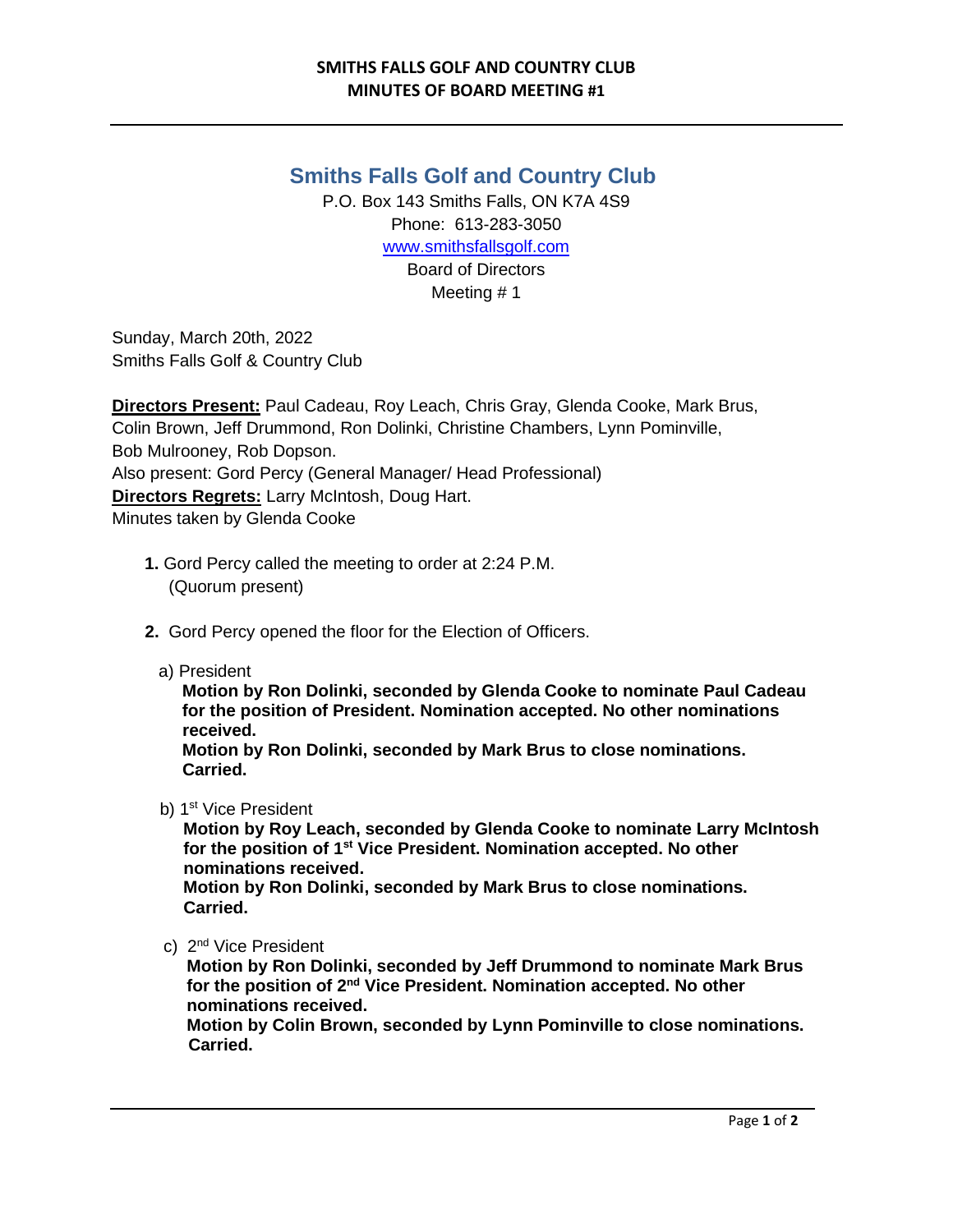# Smiths Falls Golf and Country Club

P.O. Box 143 Smiths Falls, ON K7A 4S9
Phone: 613-283-3050
[www.smithsfallsgolf.com](http://www.smithsfallsgolf.com)
Board of Directors
Meeting # 1

Sunday, March 20th, 2022
Smiths Falls Golf & Country Club

**Directors Present:** Paul Cadeau, Roy Leach, Chris Gray, Glenda Cooke, Mark Brus, Colin Brown, Jeff Drummond, Ron Dolinki, Christine Chambers, Lynn Pominville, Bob Mulrooney, Rob Dopson.
Also present: Gord Percy (General Manager/ Head Professional)
**Directors Regrets:** Larry McIntosh, Doug Hart.
Minutes taken by Glenda Cooke

**1.** Gord Percy called the meeting to order at 2:24 P.M.
(Quorum present)

**2.** Gord Percy opened the floor for the Election of Officers.

a) President
**Motion by Ron Dolinki, seconded by Glenda Cooke to nominate Paul Cadeau for the position of President. Nomination accepted. No other nominations received.**
**Motion by Ron Dolinki, seconded by Mark Brus to close nominations. Carried.**

b) 1st Vice President
**Motion by Roy Leach, seconded by Glenda Cooke to nominate Larry McIntosh for the position of 1st Vice President. Nomination accepted. No other nominations received.**
**Motion by Ron Dolinki, seconded by Mark Brus to close nominations. Carried.**

c) 2nd Vice President
**Motion by Ron Dolinki, seconded by Jeff Drummond to nominate Mark Brus for the position of 2nd Vice President. Nomination accepted. No other nominations received.**
**Motion by Colin Brown, seconded by Lynn Pominville to close nominations. Carried.**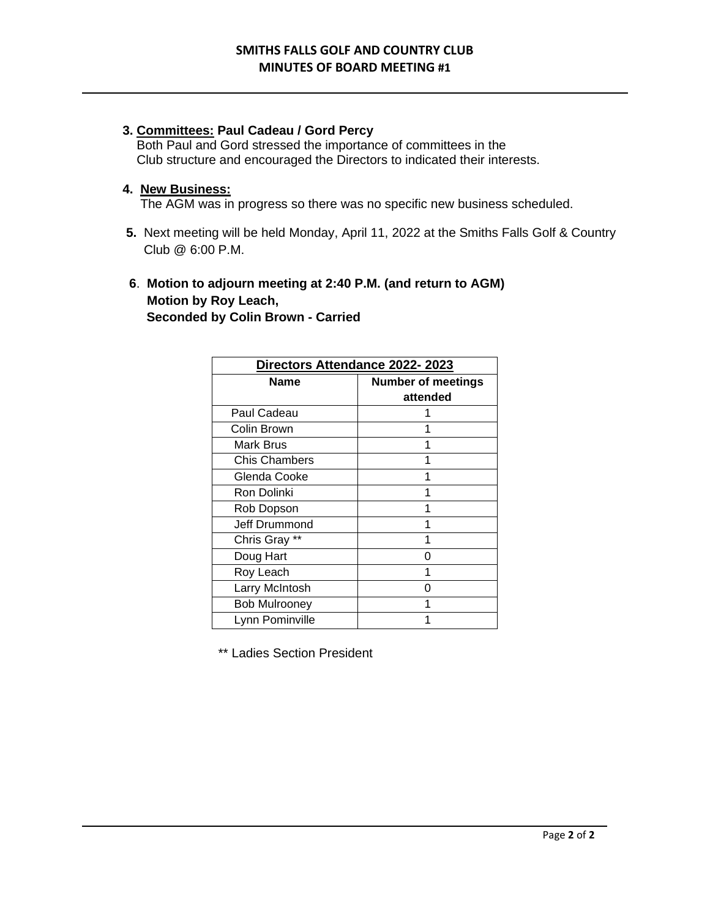3. **Committees: Paul Cadeau / Gord Percy**
   Both Paul and Gord stressed the importance of committees in the Club structure and encouraged the Directors to indicated their interests.

4. **New Business:**
   The AGM was in progress so there was no specific new business scheduled.

5. Next meeting will be held Monday, April 11, 2022 at the Smiths Falls Golf & Country Club @ 6:00 P.M.

6. **Motion to adjourn meeting at 2:40 P.M. (and return to AGM)**
   **Motion by Roy Leach,**
   **Seconded by Colin Brown - Carried**

| **Directors Attendance 2022- 2023** | |
|---|---|
| **Name** | **Number of meetings attended** |
| Paul Cadeau | 1 |
| Colin Brown | 1 |
| Mark Brus | 1 |
| Chis Chambers | 1 |
| Glenda Cooke | 1 |
| Ron Dolinki | 1 |
| Rob Dopson | 1 |
| Jeff Drummond | 1 |
| Chris Gray ** | 1 |
| Doug Hart | 0 |
| Roy Leach | 1 |
| Larry McIntosh | 0 |
| Bob Mulrooney | 1 |
| Lynn Pominville | 1 |

** Ladies Section President